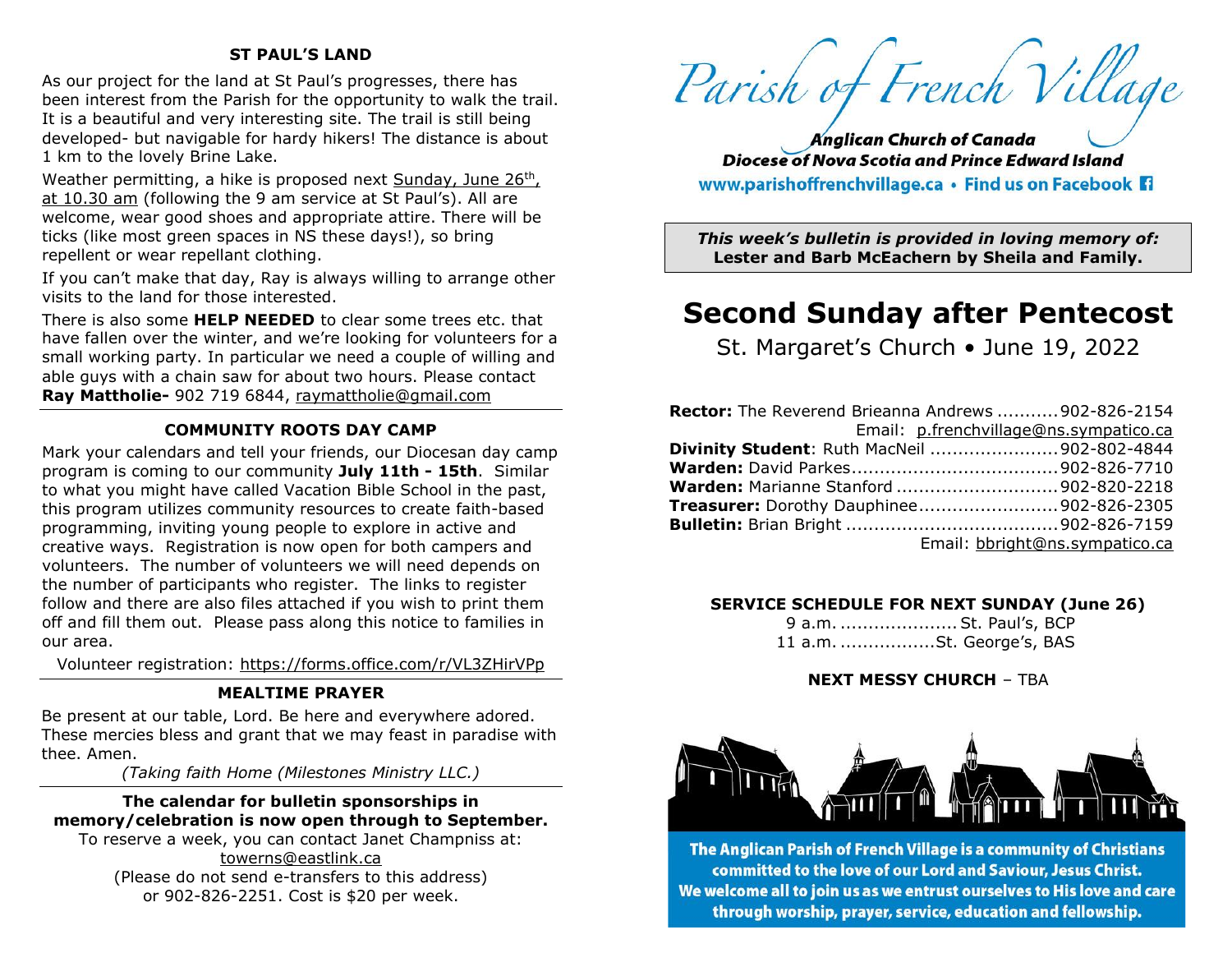## ST PAUL'S LAND

As our project for the land at St Paul's progresses, there has been interest from the Parish for the opportunity to walk the trail. It is a beautiful and very interesting site. The trail is still being developed- but navigable for hardy hikers! The distance is about 1 km to the lovely Brine Lake.

Weather permitting, a hike is proposed next Sunday, June 26th, at 10.30 am (following the 9 am service at St Paul's). All are welcome, wear good shoes and appropriate attire. There will be ticks (like most green spaces in NS these days!), so bring repellent or wear repellant clothing.

If you can't make that day, Ray is always willing to arrange other visits to the land for those interested.

There is also some **HELP NEEDED** to clear some trees etc. that have fallen over the winter, and we're looking for volunteers for a small working party. In particular we need a couple of willing and able guys with a chain saw for about two hours. Please contact **Ray Mattholie-** 902 719 6844, raymattholie@gmail.com

## COMMUNITY ROOTS DAY CAMP

Mark your calendars and tell your friends, our Diocesan day camp program is coming to our community **July 11th - 15th**. Similar to what you might have called Vacation Bible School in the past, this program utilizes community resources to create faith-based programming, inviting young people to explore in active and creative ways. Registration is now open for both campers and volunteers. The number of volunteers we will need depends on the number of participants who register. The links to register follow and there are also files attached if you wish to print them off and fill them out. Please pass along this notice to families in our area.

Volunteer registration: https://forms.office.com/r/VL3ZHirVPp

## MEALTIME PRAYER

Be present at our table, Lord. Be here and everywhere adored. These mercies bless and grant that we may feast in paradise with thee. Amen.

*(Taking faith Home (Milestones Ministry LLC.)*

**The calendar for bulletin sponsorships in memory/celebration is now open through to September.**

To reserve a week, you can contact Janet Champniss at: towerns@eastlink.ca
(Please do not send e-transfers to this address)
or 902-826-2251. Cost is $20 per week.

# Parish of French Village

***Anglican Church of Canada***
***Diocese of Nova Scotia and Prince Edward Island***
**www.parishoffrenchvillage.ca • Find us on Facebook**

***This week's bulletin is provided in loving memory of:***
**Lester and Barb McEachern by Sheila and Family.**

# Second Sunday after Pentecost

St. Margaret's Church • June 19, 2022

**Rector:** The Reverend Brieanna Andrews ........... 902-826-2154
Email: p.frenchvillage@ns.sympatico.ca
**Divinity Student**: Ruth MacNeil ....................... 902-802-4844
**Warden:** David Parkes..................................... 902-826-7710
**Warden:** Marianne Stanford ............................. 902-820-2218
**Treasurer:** Dorothy Dauphinee......................... 902-826-2305
**Bulletin:** Brian Bright ...................................... 902-826-7159
Email: bbright@ns.sympatico.ca

**SERVICE SCHEDULE FOR NEXT SUNDAY (June 26)**

9 a.m. ..................... St. Paul's, BCP
11 a.m. .................St. George's, BAS

**NEXT MESSY CHURCH** – TBA

**The Anglican Parish of French Village is a community of Christians committed to the love of our Lord and Saviour, Jesus Christ. We welcome all to join us as we entrust ourselves to His love and care through worship, prayer, service, education and fellowship.**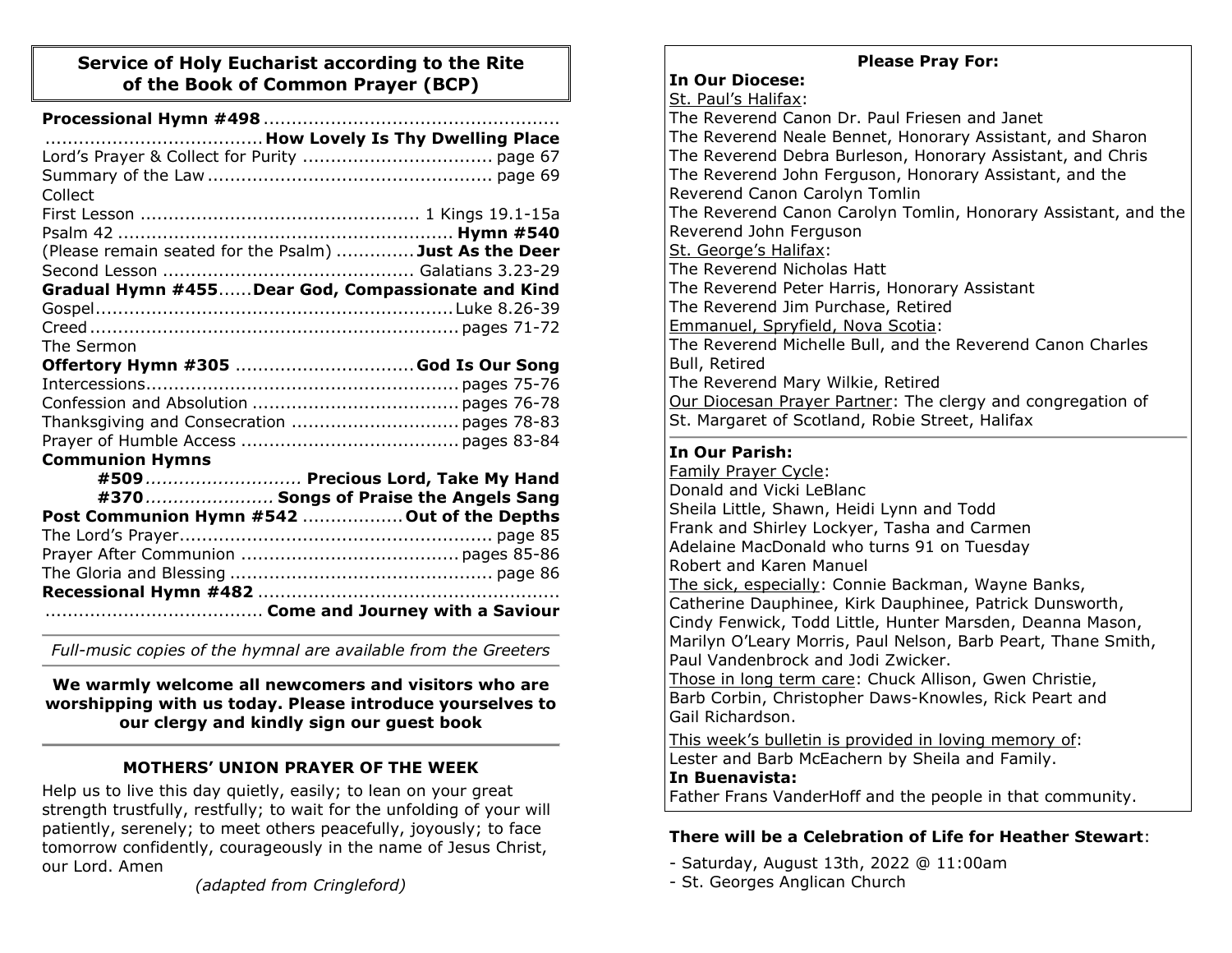## Service of Holy Eucharist according to the Rite of the Book of Common Prayer (BCP)

**Processional Hymn #498** ........................................ **How Lovely Is Thy Dwelling Place**
Lord's Prayer & Collect for Purity ................................. page 67
Summary of the Law ................................................. page 69
Collect
First Lesson ................................................. 1 Kings 19.1-15a
Psalm 42 ........................................................ **Hymn #540**
(Please remain seated for the Psalm) ............. **Just As the Deer**
Second Lesson ........................................... Galatians 3.23-29
**Gradual Hymn #455**......**Dear God, Compassionate and Kind**
Gospel................................................................Luke 8.26-39
Creed ................................................................. pages 71-72
The Sermon
**Offertory Hymn #305** ................................ **God Is Our Song**
Intercessions....................................................... pages 75-76
Confession and Absolution .................................... pages 76-78
Thanksgiving and Consecration .............................. pages 78-83
Prayer of Humble Access ...................................... pages 83-84
**Communion Hymns**
**#509**............................ **Precious Lord, Take My Hand**
**#370**....................... **Songs of Praise the Angels Sang**
**Post Communion Hymn #542** .................. **Out of the Depths**
The Lord's Prayer....................................................... page 85
Prayer After Communion ...................................... pages 85-86
The Gloria and Blessing .............................................. page 86
**Recessional Hymn #482** ........................................ **Come and Journey with a Saviour**

*Full-music copies of the hymnal are available from the Greeters*

**We warmly welcome all newcomers and visitors who are worshipping with us today. Please introduce yourselves to our clergy and kindly sign our guest book**

### MOTHERS' UNION PRAYER OF THE WEEK

Help us to live this day quietly, easily; to lean on your great strength trustfully, restfully; to wait for the unfolding of your will patiently, serenely; to meet others peacefully, joyously; to face tomorrow confidently, courageously in the name of Jesus Christ, our Lord. Amen

*(adapted from Cringleford)*

### Please Pray For:

**In Our Diocese:**

St. Paul's Halifax:
The Reverend Canon Dr. Paul Friesen and Janet
The Reverend Neale Bennet, Honorary Assistant, and Sharon
The Reverend Debra Burleson, Honorary Assistant, and Chris
The Reverend John Ferguson, Honorary Assistant, and the Reverend Canon Carolyn Tomlin
The Reverend Canon Carolyn Tomlin, Honorary Assistant, and the Reverend John Ferguson

St. George's Halifax:
The Reverend Nicholas Hatt
The Reverend Peter Harris, Honorary Assistant
The Reverend Jim Purchase, Retired

Emmanuel, Spryfield, Nova Scotia:
The Reverend Michelle Bull, and the Reverend Canon Charles Bull, Retired
The Reverend Mary Wilkie, Retired

Our Diocesan Prayer Partner: The clergy and congregation of St. Margaret of Scotland, Robie Street, Halifax

**In Our Parish:**

Family Prayer Cycle:
Donald and Vicki LeBlanc
Sheila Little, Shawn, Heidi Lynn and Todd
Frank and Shirley Lockyer, Tasha and Carmen
Adelaine MacDonald who turns 91 on Tuesday
Robert and Karen Manuel

The sick, especially: Connie Backman, Wayne Banks, Catherine Dauphinee, Kirk Dauphinee, Patrick Dunsworth, Cindy Fenwick, Todd Little, Hunter Marsden, Deanna Mason, Marilyn O'Leary Morris, Paul Nelson, Barb Peart, Thane Smith, Paul Vandenbrock and Jodi Zwicker.

Those in long term care: Chuck Allison, Gwen Christie, Barb Corbin, Christopher Daws-Knowles, Rick Peart and Gail Richardson.

This week's bulletin is provided in loving memory of:
Lester and Barb McEachern by Sheila and Family.

**In Buenavista:**
Father Frans VanderHoff and the people in that community.

**There will be a Celebration of Life for Heather Stewart**:

- Saturday, August 13th, 2022 @ 11:00am
- St. Georges Anglican Church